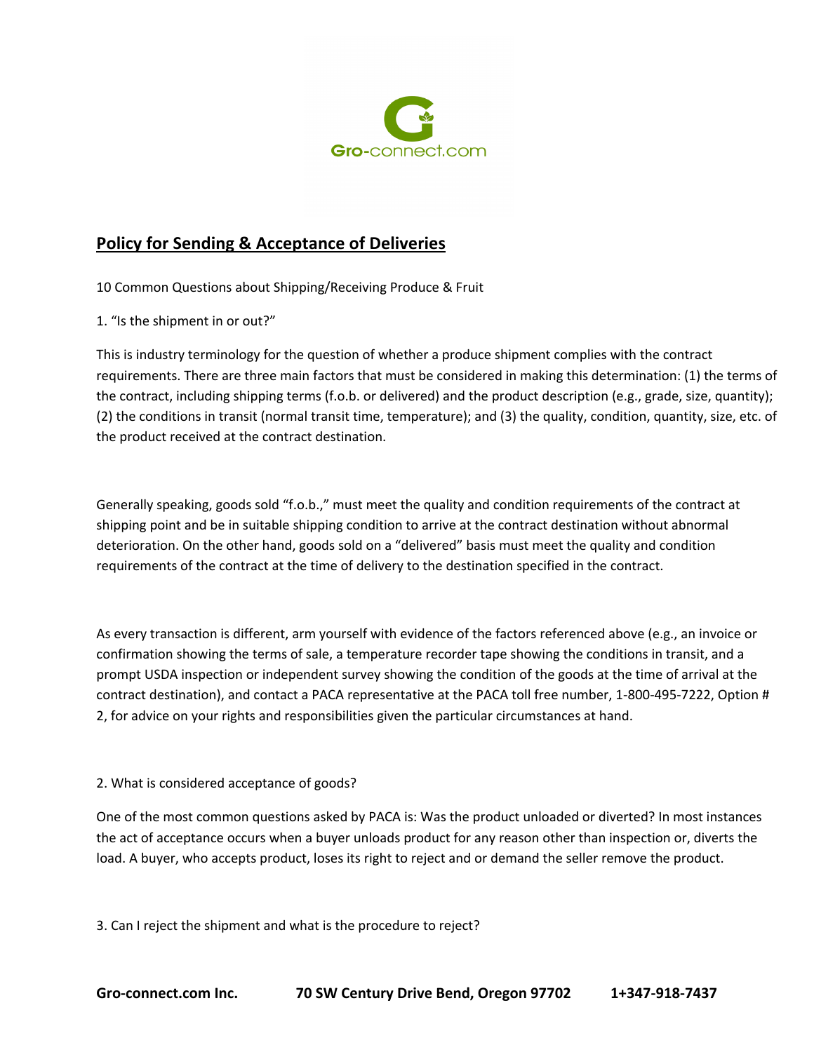Gro-connect.com

## Policy for Sending & Acceptance of Deliveries

10 Common Questions about Shipping/Receiving Produce & Fruit

1. "Is the shipment in or out?"

This is industry terminology for the question of whether a produce shipment complies with the contract requirements. There are three main factors that must be considered in making this determination: (1) the terms of the contract, including shipping terms (f.o.b. or delivered) and the product description (e.g., grade, size, quantity); (2) the conditions in transit (normal transit time, temperature); and (3) the quality, condition, quantity, size, etc. of the product received at the contract destination.

Generally speaking, goods sold "f.o.b.," must meet the quality and condition requirements of the contract at shipping point and be in suitable shipping condition to arrive at the contract destination without abnormal deterioration. On the other hand, goods sold on a "delivered" basis must meet the quality and condition requirements of the contract at the time of delivery to the destination specified in the contract.

As every transaction is different, arm yourself with evidence of the factors referenced above (e.g., an invoice or confirmation showing the terms of sale, a temperature recorder tape showing the conditions in transit, and a prompt USDA inspection or independent survey showing the condition of the goods at the time of arrival at the contract destination), and contact a PACA representative at the PACA toll free number, 1-800-495-7222, Option # 2, for advice on your rights and responsibilities given the particular circumstances at hand.

2. What is considered acceptance of goods?

One of the most common questions asked by PACA is: Was the product unloaded or diverted? In most instances the act of acceptance occurs when a buyer unloads product for any reason other than inspection or, diverts the load. A buyer, who accepts product, loses its right to reject and or demand the seller remove the product.

3. Can I reject the shipment and what is the procedure to reject?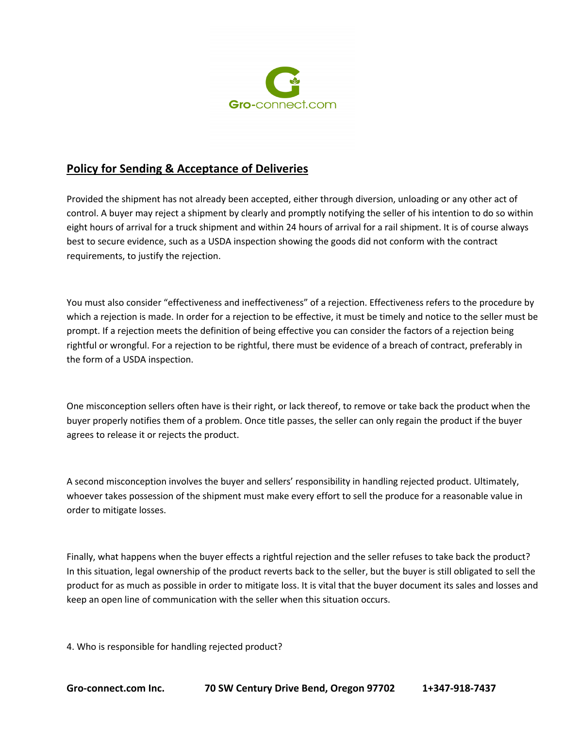## Policy for Sending & Acceptance of Deliveries

Provided the shipment has not already been accepted, either through diversion, unloading or any other act of control. A buyer may reject a shipment by clearly and promptly notifying the seller of his intention to do so within eight hours of arrival for a truck shipment and within 24 hours of arrival for a rail shipment. It is of course always best to secure evidence, such as a USDA inspection showing the goods did not conform with the contract requirements, to justify the rejection.

You must also consider "effectiveness and ineffectiveness" of a rejection. Effectiveness refers to the procedure by which a rejection is made. In order for a rejection to be effective, it must be timely and notice to the seller must be prompt. If a rejection meets the definition of being effective you can consider the factors of a rejection being rightful or wrongful. For a rejection to be rightful, there must be evidence of a breach of contract, preferably in the form of a USDA inspection.

One misconception sellers often have is their right, or lack thereof, to remove or take back the product when the buyer properly notifies them of a problem. Once title passes, the seller can only regain the product if the buyer agrees to release it or rejects the product.

A second misconception involves the buyer and sellers' responsibility in handling rejected product. Ultimately, whoever takes possession of the shipment must make every effort to sell the produce for a reasonable value in order to mitigate losses.

Finally, what happens when the buyer effects a rightful rejection and the seller refuses to take back the product? In this situation, legal ownership of the product reverts back to the seller, but the buyer is still obligated to sell the product for as much as possible in order to mitigate loss. It is vital that the buyer document its sales and losses and keep an open line of communication with the seller when this situation occurs.

4. Who is responsible for handling rejected product?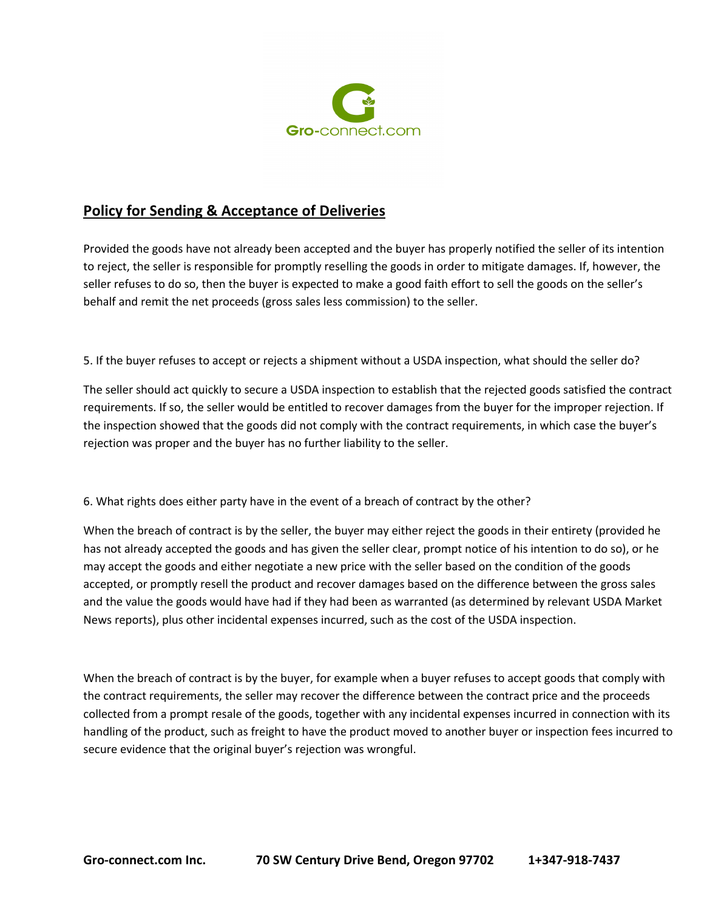## Policy for Sending & Acceptance of Deliveries

Provided the goods have not already been accepted and the buyer has properly notified the seller of its intention to reject, the seller is responsible for promptly reselling the goods in order to mitigate damages. If, however, the seller refuses to do so, then the buyer is expected to make a good faith effort to sell the goods on the seller's behalf and remit the net proceeds (gross sales less commission) to the seller.

5. If the buyer refuses to accept or rejects a shipment without a USDA inspection, what should the seller do?

The seller should act quickly to secure a USDA inspection to establish that the rejected goods satisfied the contract requirements. If so, the seller would be entitled to recover damages from the buyer for the improper rejection. If the inspection showed that the goods did not comply with the contract requirements, in which case the buyer's rejection was proper and the buyer has no further liability to the seller.

6. What rights does either party have in the event of a breach of contract by the other?

When the breach of contract is by the seller, the buyer may either reject the goods in their entirety (provided he has not already accepted the goods and has given the seller clear, prompt notice of his intention to do so), or he may accept the goods and either negotiate a new price with the seller based on the condition of the goods accepted, or promptly resell the product and recover damages based on the difference between the gross sales and the value the goods would have had if they had been as warranted (as determined by relevant USDA Market News reports), plus other incidental expenses incurred, such as the cost of the USDA inspection.

When the breach of contract is by the buyer, for example when a buyer refuses to accept goods that comply with the contract requirements, the seller may recover the difference between the contract price and the proceeds collected from a prompt resale of the goods, together with any incidental expenses incurred in connection with its handling of the product, such as freight to have the product moved to another buyer or inspection fees incurred to secure evidence that the original buyer's rejection was wrongful.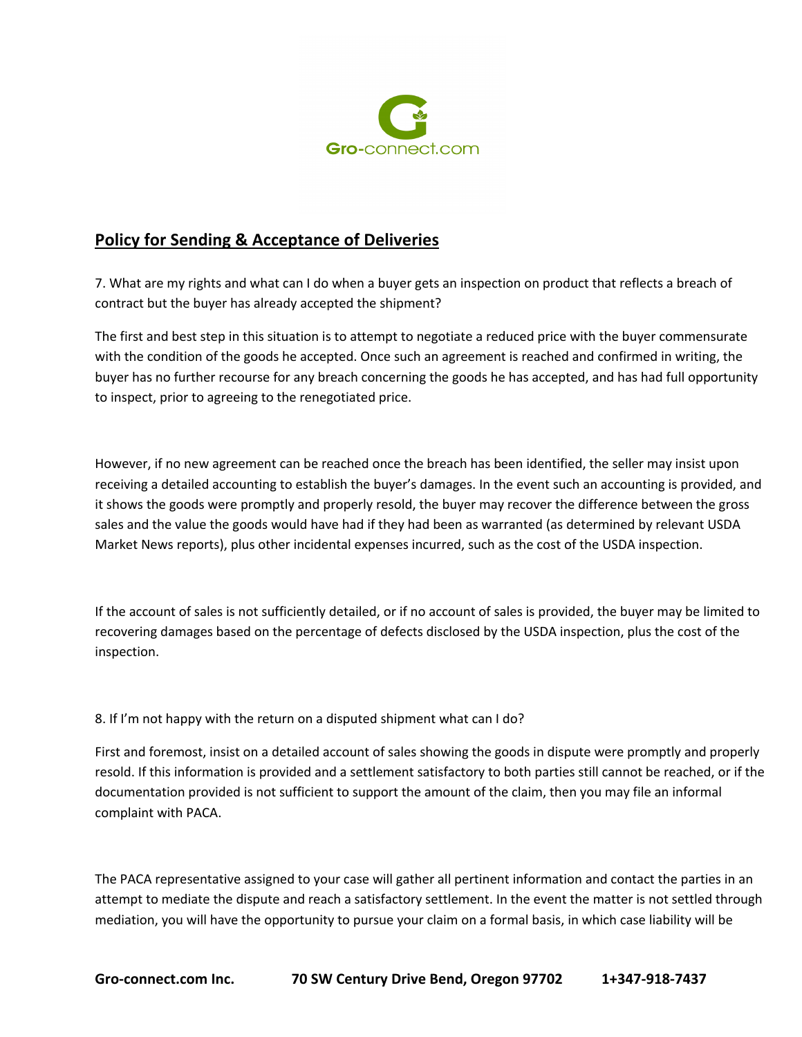## Policy for Sending & Acceptance of Deliveries

7. What are my rights and what can I do when a buyer gets an inspection on product that reflects a breach of contract but the buyer has already accepted the shipment?

The first and best step in this situation is to attempt to negotiate a reduced price with the buyer commensurate with the condition of the goods he accepted. Once such an agreement is reached and confirmed in writing, the buyer has no further recourse for any breach concerning the goods he has accepted, and has had full opportunity to inspect, prior to agreeing to the renegotiated price.

However, if no new agreement can be reached once the breach has been identified, the seller may insist upon receiving a detailed accounting to establish the buyer's damages. In the event such an accounting is provided, and it shows the goods were promptly and properly resold, the buyer may recover the difference between the gross sales and the value the goods would have had if they had been as warranted (as determined by relevant USDA Market News reports), plus other incidental expenses incurred, such as the cost of the USDA inspection.

If the account of sales is not sufficiently detailed, or if no account of sales is provided, the buyer may be limited to recovering damages based on the percentage of defects disclosed by the USDA inspection, plus the cost of the inspection.

8. If I'm not happy with the return on a disputed shipment what can I do?

First and foremost, insist on a detailed account of sales showing the goods in dispute were promptly and properly resold. If this information is provided and a settlement satisfactory to both parties still cannot be reached, or if the documentation provided is not sufficient to support the amount of the claim, then you may file an informal complaint with PACA.

The PACA representative assigned to your case will gather all pertinent information and contact the parties in an attempt to mediate the dispute and reach a satisfactory settlement. In the event the matter is not settled through mediation, you will have the opportunity to pursue your claim on a formal basis, in which case liability will be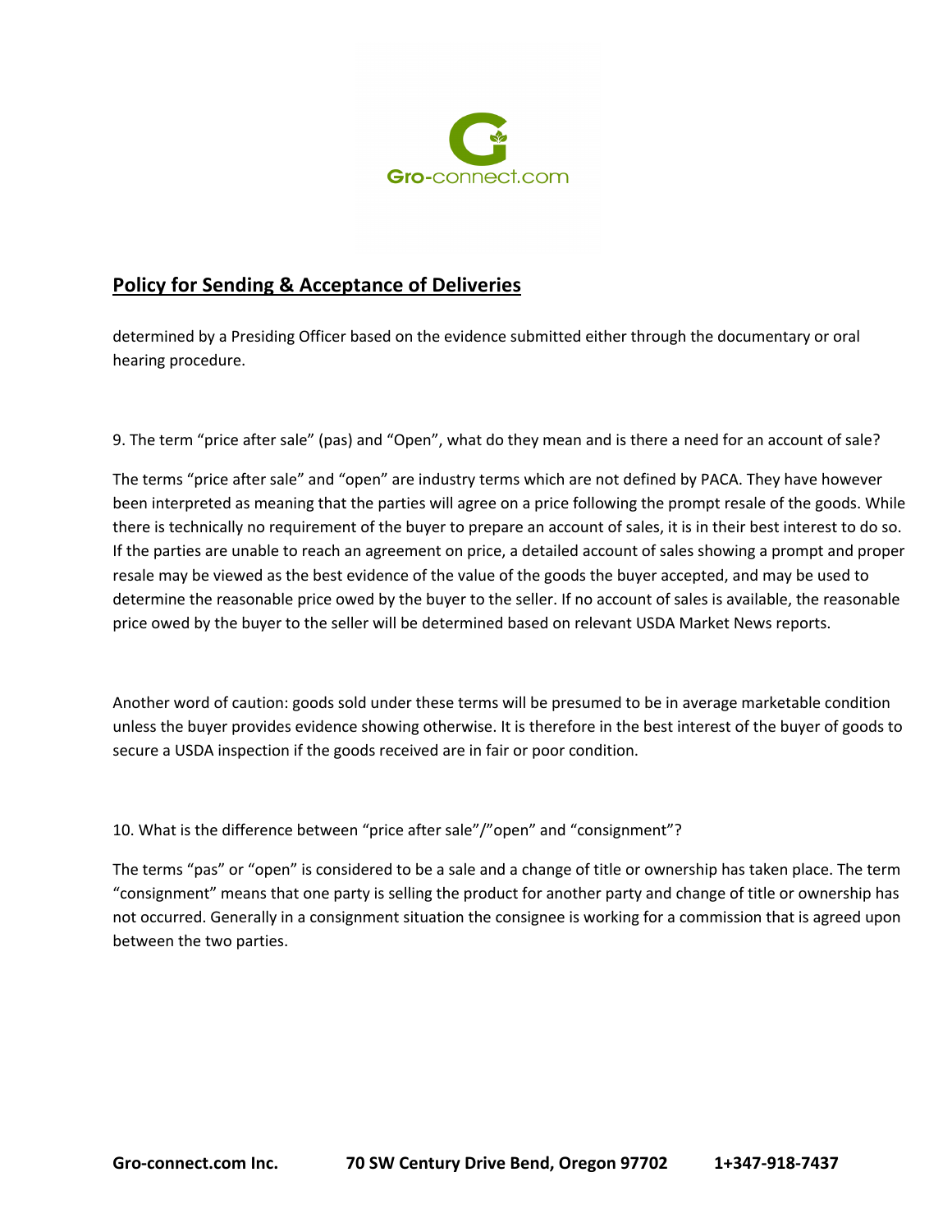## Policy for Sending & Acceptance of Deliveries

determined by a Presiding Officer based on the evidence submitted either through the documentary or oral hearing procedure.

9. The term "price after sale" (pas) and "Open", what do they mean and is there a need for an account of sale?

The terms "price after sale" and "open" are industry terms which are not defined by PACA. They have however been interpreted as meaning that the parties will agree on a price following the prompt resale of the goods. While there is technically no requirement of the buyer to prepare an account of sales, it is in their best interest to do so. If the parties are unable to reach an agreement on price, a detailed account of sales showing a prompt and proper resale may be viewed as the best evidence of the value of the goods the buyer accepted, and may be used to determine the reasonable price owed by the buyer to the seller. If no account of sales is available, the reasonable price owed by the buyer to the seller will be determined based on relevant USDA Market News reports.

Another word of caution: goods sold under these terms will be presumed to be in average marketable condition unless the buyer provides evidence showing otherwise. It is therefore in the best interest of the buyer of goods to secure a USDA inspection if the goods received are in fair or poor condition.

10. What is the difference between "price after sale"/"open" and "consignment"?

The terms "pas" or "open" is considered to be a sale and a change of title or ownership has taken place. The term "consignment" means that one party is selling the product for another party and change of title or ownership has not occurred. Generally in a consignment situation the consignee is working for a commission that is agreed upon between the two parties.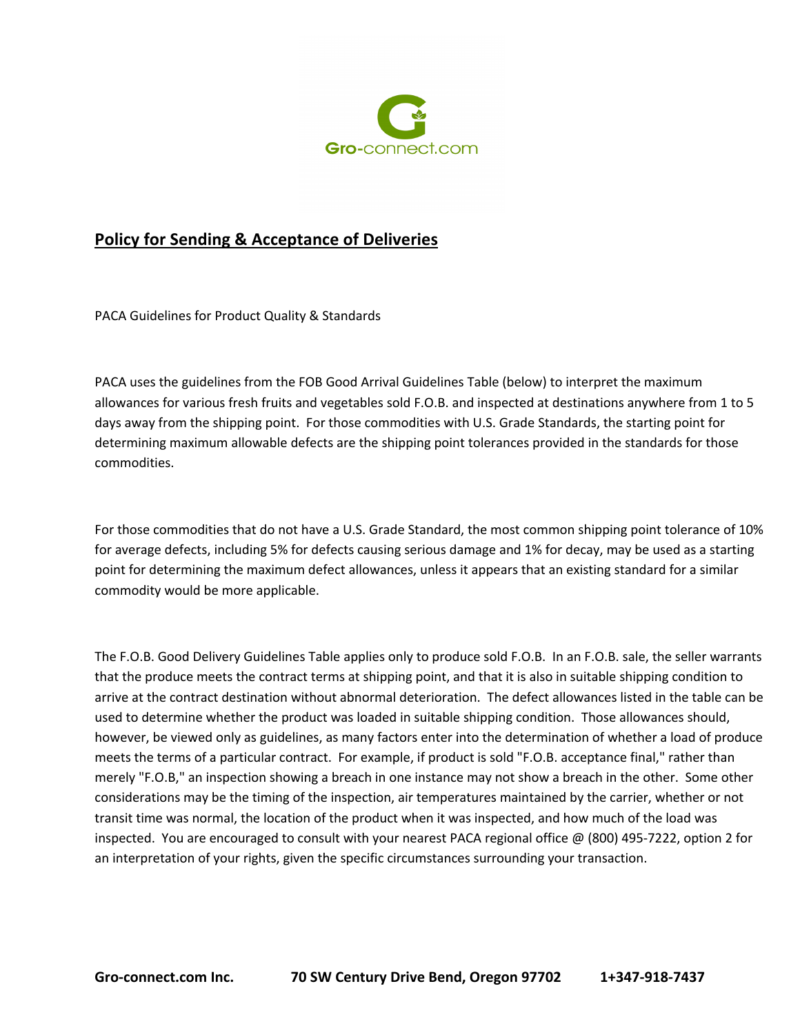## Policy for Sending & Acceptance of Deliveries

PACA Guidelines for Product Quality & Standards

PACA uses the guidelines from the FOB Good Arrival Guidelines Table (below) to interpret the maximum allowances for various fresh fruits and vegetables sold F.O.B. and inspected at destinations anywhere from 1 to 5 days away from the shipping point. For those commodities with U.S. Grade Standards, the starting point for determining maximum allowable defects are the shipping point tolerances provided in the standards for those commodities.

For those commodities that do not have a U.S. Grade Standard, the most common shipping point tolerance of 10% for average defects, including 5% for defects causing serious damage and 1% for decay, may be used as a starting point for determining the maximum defect allowances, unless it appears that an existing standard for a similar commodity would be more applicable.

The F.O.B. Good Delivery Guidelines Table applies only to produce sold F.O.B. In an F.O.B. sale, the seller warrants that the produce meets the contract terms at shipping point, and that it is also in suitable shipping condition to arrive at the contract destination without abnormal deterioration. The defect allowances listed in the table can be used to determine whether the product was loaded in suitable shipping condition. Those allowances should, however, be viewed only as guidelines, as many factors enter into the determination of whether a load of produce meets the terms of a particular contract. For example, if product is sold "F.O.B. acceptance final," rather than merely "F.O.B," an inspection showing a breach in one instance may not show a breach in the other. Some other considerations may be the timing of the inspection, air temperatures maintained by the carrier, whether or not transit time was normal, the location of the product when it was inspected, and how much of the load was inspected. You are encouraged to consult with your nearest PACA regional office @ (800) 495-7222, option 2 for an interpretation of your rights, given the specific circumstances surrounding your transaction.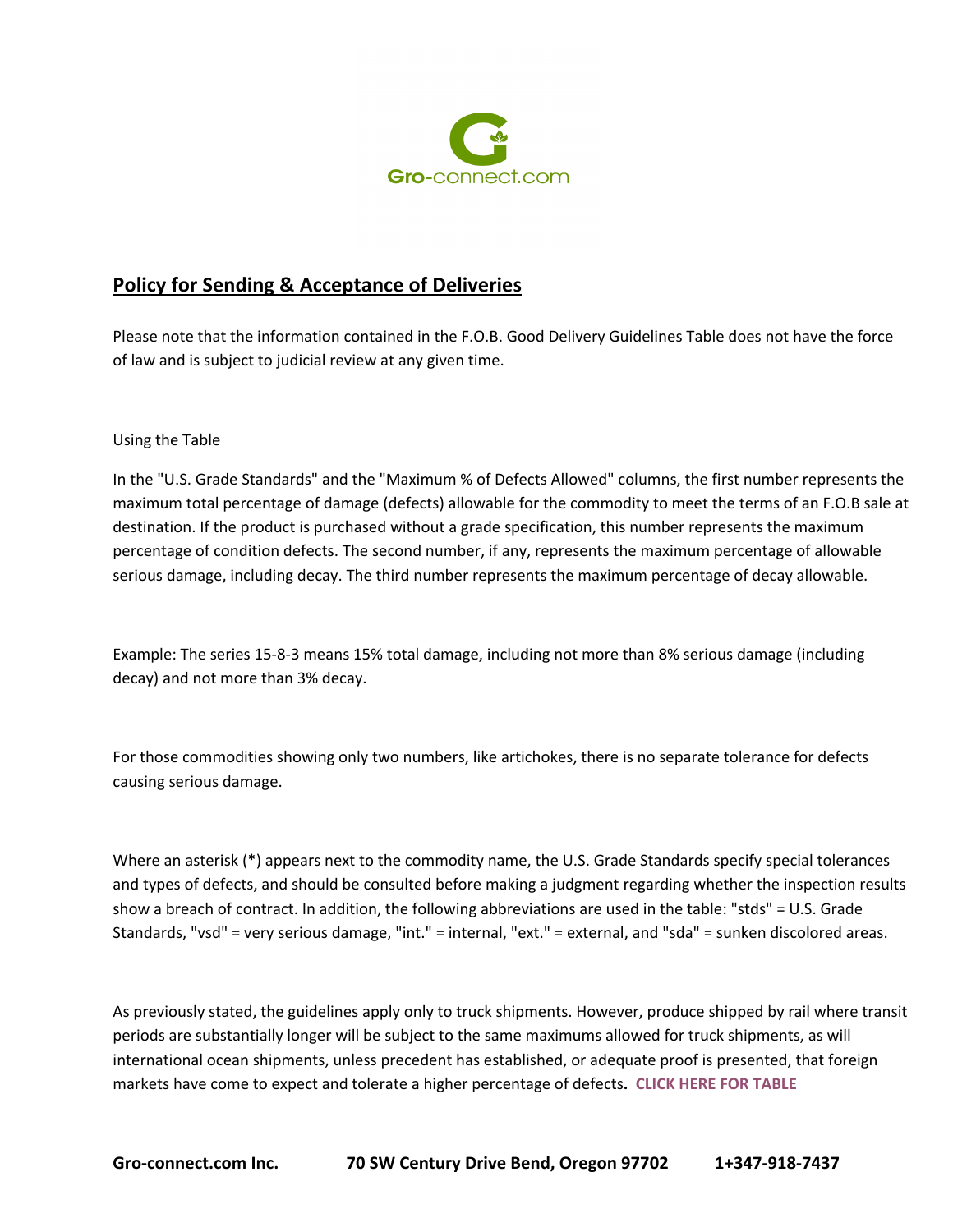## Policy for Sending & Acceptance of Deliveries

Please note that the information contained in the F.O.B. Good Delivery Guidelines Table does not have the force of law and is subject to judicial review at any given time.

Using the Table

In the "U.S. Grade Standards" and the "Maximum % of Defects Allowed" columns, the first number represents the maximum total percentage of damage (defects) allowable for the commodity to meet the terms of an F.O.B sale at destination. If the product is purchased without a grade specification, this number represents the maximum percentage of condition defects. The second number, if any, represents the maximum percentage of allowable serious damage, including decay. The third number represents the maximum percentage of decay allowable.

Example: The series 15-8-3 means 15% total damage, including not more than 8% serious damage (including decay) and not more than 3% decay.

For those commodities showing only two numbers, like artichokes, there is no separate tolerance for defects causing serious damage.

Where an asterisk (*) appears next to the commodity name, the U.S. Grade Standards specify special tolerances and types of defects, and should be consulted before making a judgment regarding whether the inspection results show a breach of contract. In addition, the following abbreviations are used in the table: "stds" = U.S. Grade Standards, "vsd" = very serious damage, "int." = internal, "ext." = external, and "sda" = sunken discolored areas.

As previously stated, the guidelines apply only to truck shipments. However, produce shipped by rail where transit periods are substantially longer will be subject to the same maximums allowed for truck shipments, as will international ocean shipments, unless precedent has established, or adequate proof is presented, that foreign markets have come to expect and tolerate a higher percentage of defects. **CLICK HERE FOR TABLE**

**Gro-connect.com Inc.** **70 SW Century Drive Bend, Oregon 97702** **1+347-918-7437**